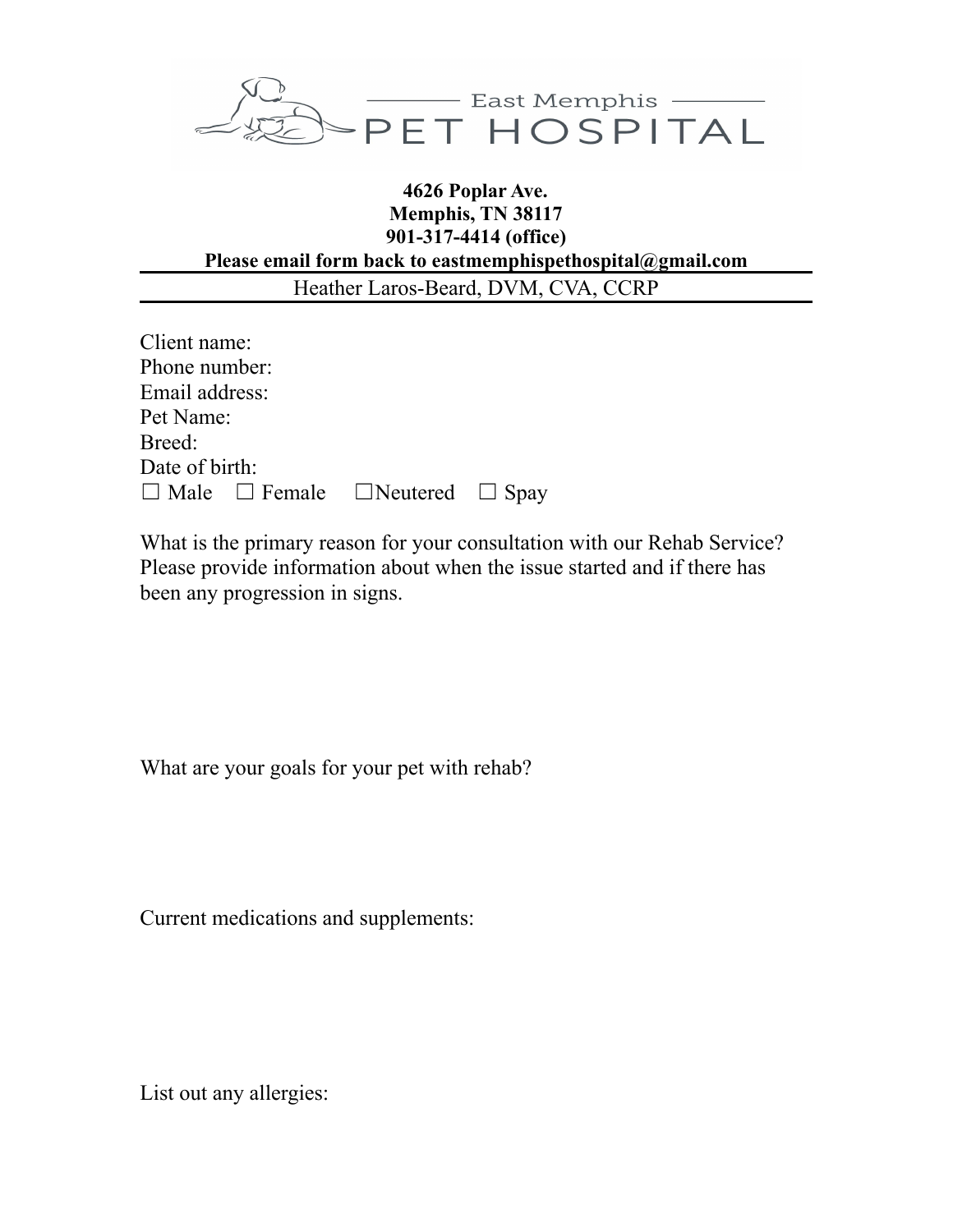East Memphis PET HOSPITAL

**4626 Poplar Ave.**
**Memphis, TN 38117**
**901-317-4414 (office)**
**Please email form back to eastmemphispethospital@gmail.com**

Heather Laros-Beard, DVM, CVA, CCRP

Client name:
Phone number:
Email address:
Pet Name:
Breed:
Date of birth:
☐ Male ☐ Female ☐Neutered ☐ Spay

What is the primary reason for your consultation with our Rehab Service? Please provide information about when the issue started and if there has been any progression in signs.

What are your goals for your pet with rehab?

Current medications and supplements:

List out any allergies: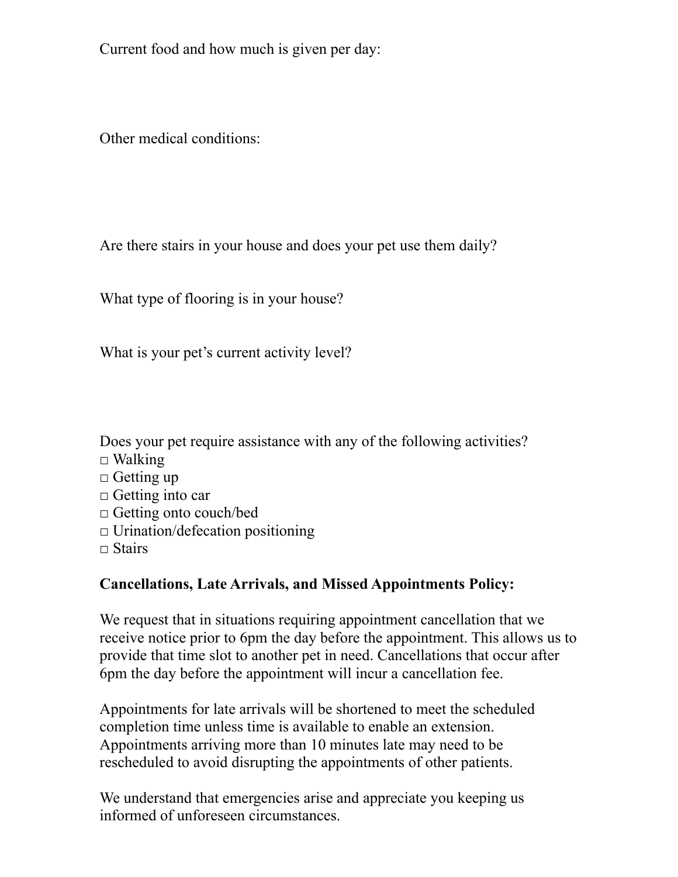Current food and how much is given per day:

Other medical conditions:

Are there stairs in your house and does your pet use them daily?

What type of flooring is in your house?

What is your pet's current activity level?

Does your pet require assistance with any of the following activities?

□ Walking
□ Getting up
□ Getting into car
□ Getting onto couch/bed
□ Urination/defecation positioning
□ Stairs

**Cancellations, Late Arrivals, and Missed Appointments Policy:**

We request that in situations requiring appointment cancellation that we receive notice prior to 6pm the day before the appointment. This allows us to provide that time slot to another pet in need. Cancellations that occur after 6pm the day before the appointment will incur a cancellation fee.

Appointments for late arrivals will be shortened to meet the scheduled completion time unless time is available to enable an extension. Appointments arriving more than 10 minutes late may need to be rescheduled to avoid disrupting the appointments of other patients.

We understand that emergencies arise and appreciate you keeping us informed of unforeseen circumstances.